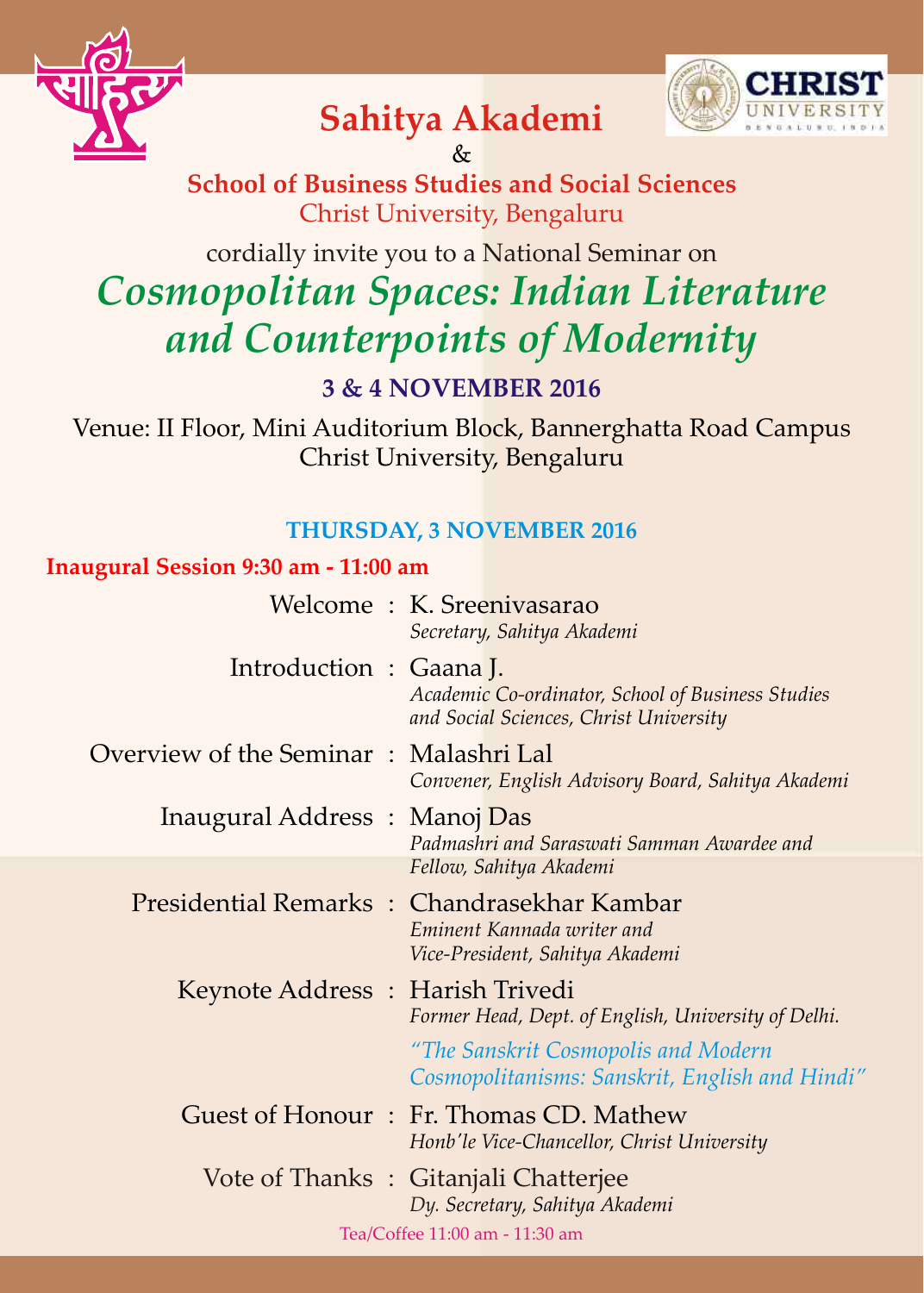# Sahitya Akademi

&

**School of Business Studies and Social Sciences**
Christ University, Bengaluru

cordially invite you to a National Seminar on

## *Cosmopolitan Spaces: Indian Literature and Counterpoints of Modernity*

**3 & 4 NOVEMBER 2016**

Venue: II Floor, Mini Auditorium Block, Bannerghatta Road Campus
Christ University, Bengaluru

### THURSDAY, 3 NOVEMBER 2016

**Inaugural Session 9:30 am - 11:00 am**

Welcome : K. Sreenivasarao
*Secretary, Sahitya Akademi*

Introduction : Gaana J.
*Academic Co-ordinator, School of Business Studies and Social Sciences, Christ University*

Overview of the Seminar : Malashri Lal
*Convener, English Advisory Board, Sahitya Akademi*

Inaugural Address : Manoj Das
*Padmashri and Saraswati Samman Awardee and Fellow, Sahitya Akademi*

Presidential Remarks : Chandrasekhar Kambar
*Eminent Kannada writer and Vice-President, Sahitya Akademi*

Keynote Address : Harish Trivedi
*Former Head, Dept. of English, University of Delhi.*
*"The Sanskrit Cosmopolis and Modern Cosmopolitanisms: Sanskrit, English and Hindi"*

Guest of Honour : Fr. Thomas CD. Mathew
*Honb'le Vice-Chancellor, Christ University*

Vote of Thanks : Gitanjali Chatterjee
*Dy. Secretary, Sahitya Akademi*

Tea/Coffee 11:00 am - 11:30 am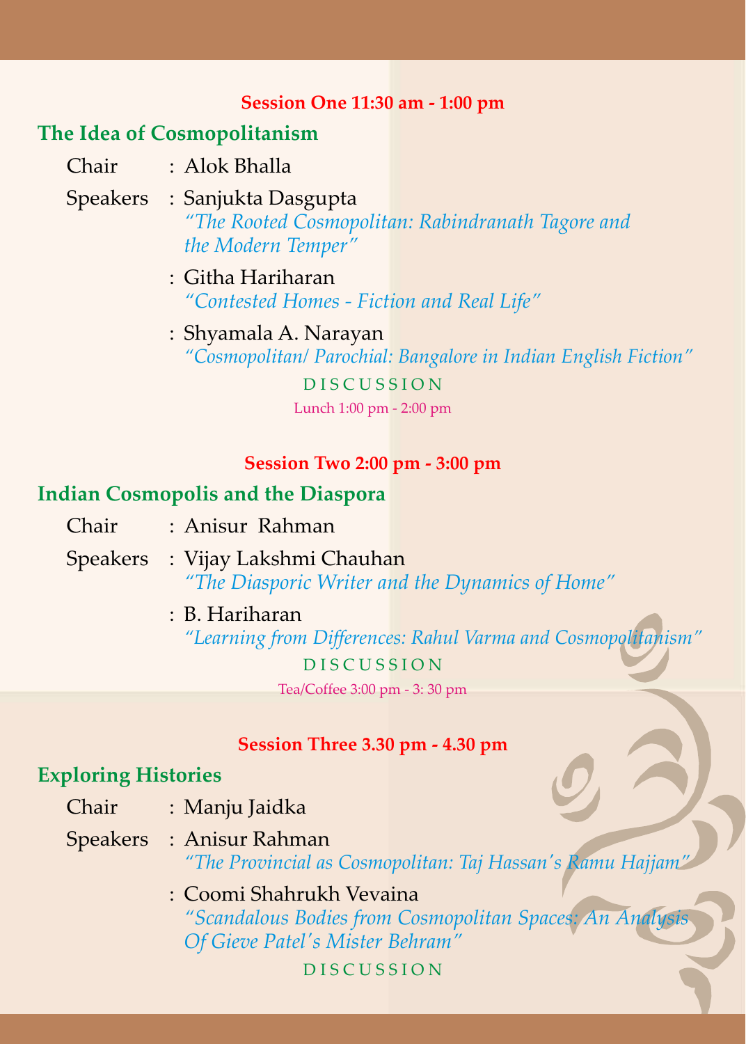**Session One 11:30 am - 1:00 pm**

## The Idea of Cosmopolitanism

Chair : Alok Bhalla

Speakers : Sanjukta Dasgupta
*"The Rooted Cosmopolitan: Rabindranath Tagore and the Modern Temper"*

: Githa Hariharan
*"Contested Homes - Fiction and Real Life"*

: Shyamala A. Narayan
*"Cosmopolitan/ Parochial: Bangalore in Indian English Fiction"*

DISCUSSION

Lunch 1:00 pm - 2:00 pm

**Session Two 2:00 pm - 3:00 pm**

## Indian Cosmopolis and the Diaspora

Chair : Anisur Rahman

Speakers : Vijay Lakshmi Chauhan
*"The Diasporic Writer and the Dynamics of Home"*

: B. Hariharan
*"Learning from Differences: Rahul Varma and Cosmopolitanism"*

DISCUSSION

Tea/Coffee 3:00 pm - 3: 30 pm

**Session Three 3.30 pm - 4.30 pm**

## Exploring Histories

Chair : Manju Jaidka

Speakers : Anisur Rahman
*"The Provincial as Cosmopolitan: Taj Hassan's Ramu Hajjam"*

: Coomi Shahrukh Vevaina
*"Scandalous Bodies from Cosmopolitan Spaces: An Analysis Of Gieve Patel's Mister Behram"*

DISCUSSION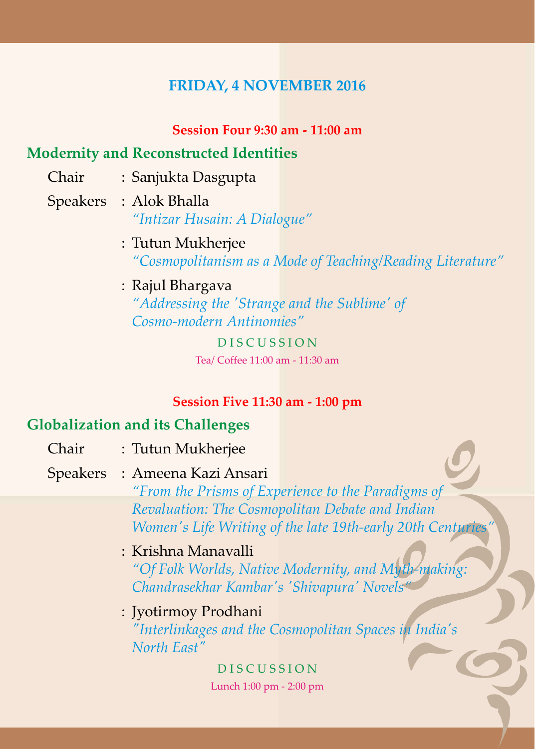## FRIDAY, 4 NOVEMBER 2016

**Session Four 9:30 am - 11:00 am**

### Modernity and Reconstructed Identities

Chair : Sanjukta Dasgupta

Speakers : Alok Bhalla
*"Intizar Husain: A Dialogue"*

: Tutun Mukherjee
*"Cosmopolitanism as a Mode of Teaching/Reading Literature"*

: Rajul Bhargava
*"Addressing the 'Strange and the Sublime' of Cosmo-modern Antinomies"*

DISCUSSION

Tea/ Coffee 11:00 am - 11:30 am

**Session Five 11:30 am - 1:00 pm**

### Globalization and its Challenges

Chair : Tutun Mukherjee

Speakers : Ameena Kazi Ansari
*"From the Prisms of Experience to the Paradigms of Revaluation: The Cosmopolitan Debate and Indian Women's Life Writing of the late 19th-early 20th Centuries"*

: Krishna Manavalli
*"Of Folk Worlds, Native Modernity, and Myth-making: Chandrasekhar Kambar's 'Shivapura' Novels"*

: Jyotirmoy Prodhani
*"Interlinkages and the Cosmopolitan Spaces in India's North East"*

DISCUSSION

Lunch 1:00 pm - 2:00 pm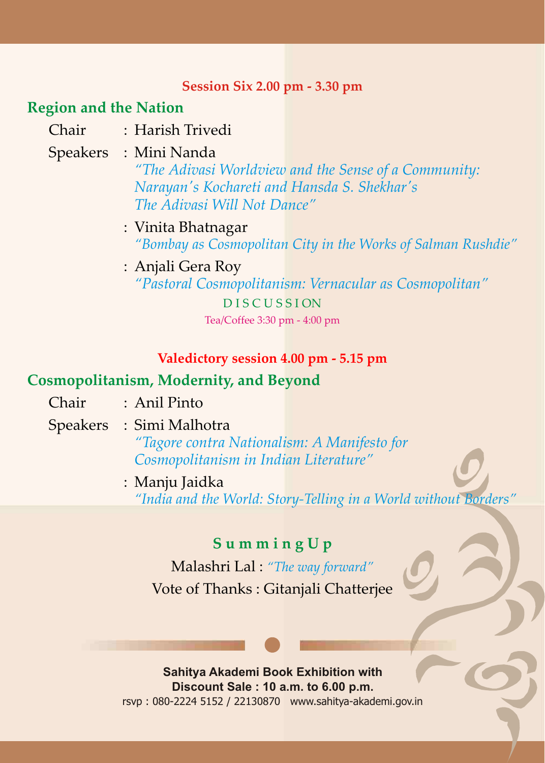**Session Six 2.00 pm - 3.30 pm**

## Region and the Nation

Chair : Harish Trivedi

Speakers : Mini Nanda
*"The Adivasi Worldview and the Sense of a Community: Narayan's Kochareti and Hansda S. Shekhar's The Adivasi Will Not Dance"*

: Vinita Bhatnagar
*"Bombay as Cosmopolitan City in the Works of Salman Rushdie"*

: Anjali Gera Roy
*"Pastoral Cosmopolitanism: Vernacular as Cosmopolitan"*

DISCUSSION

Tea/Coffee 3:30 pm - 4:00 pm

**Valedictory session 4.00 pm - 5.15 pm**

## Cosmopolitanism, Modernity, and Beyond

Chair : Anil Pinto

Speakers : Simi Malhotra
*"Tagore contra Nationalism: A Manifesto for Cosmopolitanism in Indian Literature"*

: Manju Jaidka
*"India and the World: Story-Telling in a World without Borders"*

### Summing Up

Malashri Lal : *"The way forward"*

Vote of Thanks : Gitanjali Chatterjee

**Sahitya Akademi Book Exhibition with Discount Sale : 10 a.m. to 6.00 p.m.**

rsvp : 080-2224 5152 / 22130870 www.sahitya-akademi.gov.in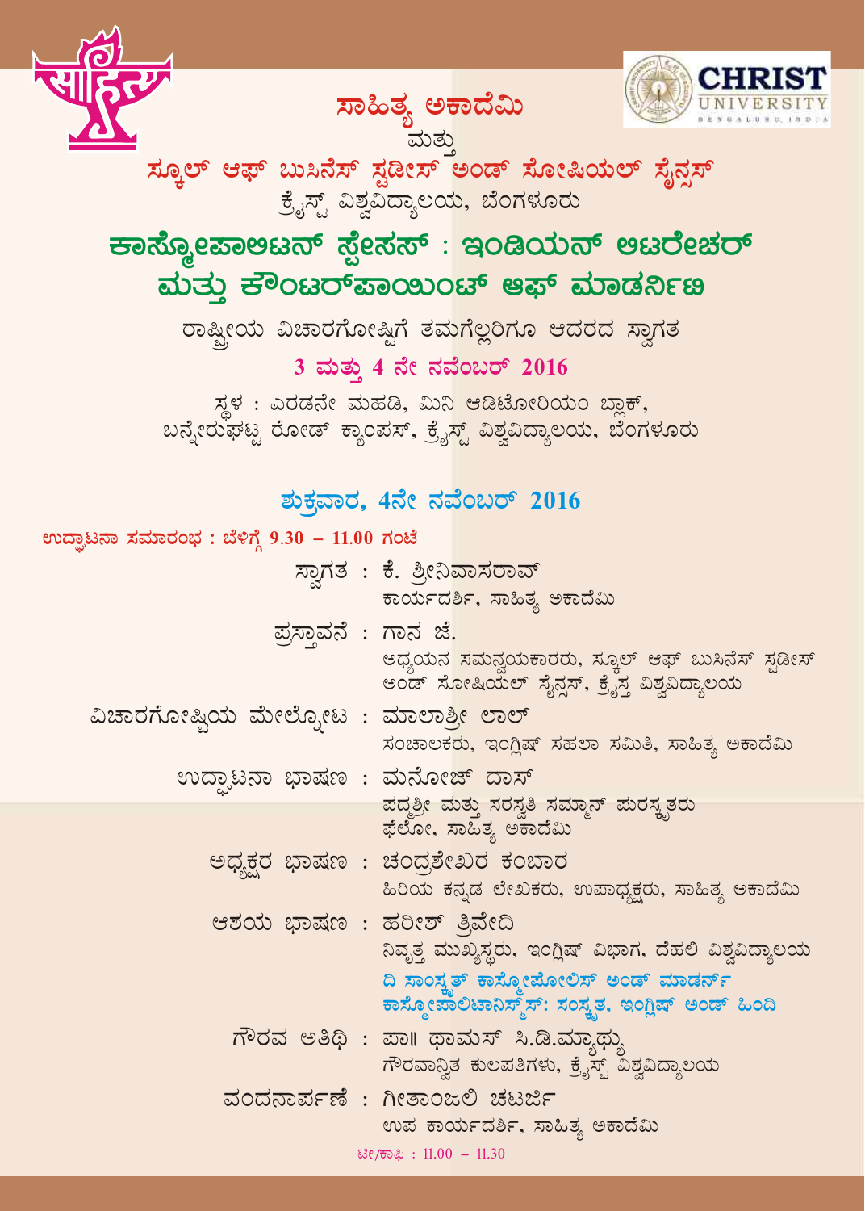# ಸಾಹಿತ್ಯ ಅಕಾದೆಮಿ

ಮತ್ತು

## ಸ್ಕೂಲ್ ಆಫ್ ಬುಸಿನೆಸ್ ಸ್ಟಡೀಸ್ ಅಂಡ್ ಸೋಷಿಯಲ್ ಸೈನ್ಸಸ್

ಕ್ರೈಸ್ಟ್ ವಿಶ್ವವಿದ್ಯಾಲಯ, ಬೆಂಗಳೂರು

# ಕಾಸ್ಮೋಪಾಲಿಟನ್ ಸ್ಪೇಸಸ್ : ಇಂಡಿಯನ್ ಲಿಟರೇಚರ್ ಮತ್ತು ಕೌಂಟರ್‌ಪಾಯಿಂಟ್ ಆಫ್ ಮಾಡರ್ನಿಟಿ

ರಾಷ್ಟ್ರೀಯ ವಿಚಾರಗೋಷ್ಠಿಗೆ ತಮಗೆಲ್ಲರಿಗೂ ಆದರದ ಸ್ವಾಗತ

**3 ಮತ್ತು 4 ನೇ ನವೆಂಬರ್ 2016**

ಸ್ಥಳ : ಎರಡನೇ ಮಹಡಿ, ಮಿನಿ ಆಡಿಟೋರಿಯಂ ಬ್ಲಾಕ್,
ಬನ್ನೇರುಘಟ್ಟ ರೋಡ್ ಕ್ಯಾಂಪಸ್, ಕ್ರೈಸ್ಟ್ ವಿಶ್ವವಿದ್ಯಾಲಯ, ಬೆಂಗಳೂರು

## ಶುಕ್ರವಾರ, 4ನೇ ನವೆಂಬರ್ 2016

**ಉದ್ಘಾಟನಾ ಸಮಾರಂಭ : ಬೆಳಿಗ್ಗೆ 9.30 – 11.00 ಗಂಟೆ**

ಸ್ವಾಗತ : ಕೆ. ಶ್ರೀನಿವಾಸರಾವ್
ಕಾರ್ಯದರ್ಶಿ, ಸಾಹಿತ್ಯ ಅಕಾದೆಮಿ

ಪ್ರಸ್ತಾವನೆ : ಗಾನ ಜೆ.
ಅಧ್ಯಯನ ಸಮನ್ವಯಕಾರರು, ಸ್ಕೂಲ್ ಆಫ್ ಬುಸಿನೆಸ್ ಸ್ಟಡೀಸ್ ಅಂಡ್ ಸೋಷಿಯಲ್ ಸೈನ್ಸಸ್, ಕ್ರೈಸ್ತ ವಿಶ್ವವಿದ್ಯಾಲಯ

ವಿಚಾರಗೋಷ್ಠಿಯ ಮೇಲ್ನೋಟ : ಮಾಲಾಶ್ರೀ ಲಾಲ್
ಸಂಚಾಲಕರು, ಇಂಗ್ಲಿಷ್ ಸಹಲಾ ಸಮಿತಿ, ಸಾಹಿತ್ಯ ಅಕಾದೆಮಿ

ಉದ್ಘಾಟನಾ ಭಾಷಣ : ಮನೋಜ್ ದಾಸ್
ಪದ್ಮಶ್ರೀ ಮತ್ತು ಸರಸ್ವತಿ ಸಮ್ಮಾನ್ ಪುರಸ್ಕೃತರು
ಫೆಲೋ, ಸಾಹಿತ್ಯ ಅಕಾದೆಮಿ

ಅಧ್ಯಕ್ಷರ ಭಾಷಣ : ಚಂದ್ರಶೇಖರ ಕಂಬಾರ
ಹಿರಿಯ ಕನ್ನಡ ಲೇಖಕರು, ಉಪಾಧ್ಯಕ್ಷರು, ಸಾಹಿತ್ಯ ಅಕಾದೆಮಿ

ಆಶಯ ಭಾಷಣ : ಹರೀಶ್ ತ್ರಿವೇದಿ
ನಿವೃತ್ತ ಮುಖ್ಯಸ್ಥರು, ಇಂಗ್ಲಿಷ್ ವಿಭಾಗ, ದೆಹಲಿ ವಿಶ್ವವಿದ್ಯಾಲಯ
ದಿ ಸಾಂಸ್ಕೃತ್ ಕಾಸ್ಮೋಪೋಲಿಸ್ ಅಂಡ್ ಮಾಡರ್ನ್ ಕಾಸ್ಮೋಪಾಲಿಟಾನಿಸ್ಮ್‌ಸ್: ಸಂಸ್ಕೃತ, ಇಂಗ್ಲಿಷ್ ಅಂಡ್ ಹಿಂದಿ

ಗೌರವ ಅತಿಥಿ : ಪಾ॥ ಥಾಮಸ್ ಸಿ.ಡಿ.ಮ್ಯಾಥ್ಯು
ಗೌರವಾನ್ವಿತ ಕುಲಪತಿಗಳು, ಕ್ರೈಸ್ಟ್ ವಿಶ್ವವಿದ್ಯಾಲಯ

ವಂದನಾರ್ಪಣೆ : ಗೀತಾಂಜಲಿ ಚಟರ್ಜಿ
ಉಪ ಕಾರ್ಯದರ್ಶಿ, ಸಾಹಿತ್ಯ ಅಕಾದೆಮಿ

ಟೀ/ಕಾಫಿ : 11.00 – 11.30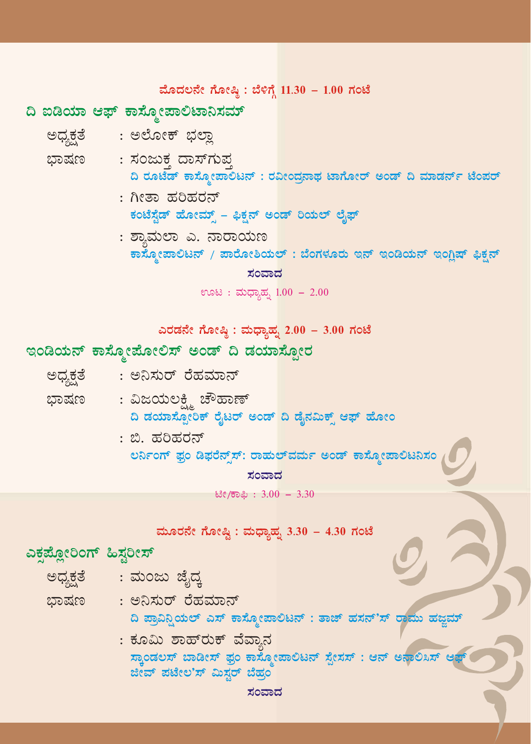**ಮೊದಲನೇ ಗೋಷ್ಠಿ : ಬೆಳಿಗ್ಗೆ 11.30 – 1.00 ಗಂಟೆ**

## ದಿ ಐಡಿಯಾ ಆಫ್ ಕಾಸ್ಮೋಪಾಲಿಟಾನಿಸಮ್

ಅಧ್ಯಕ್ಷತೆ : ಅಲೋಕ್ ಭಲ್ಲಾ

ಭಾಷಣ : ಸಂಜುಕ್ತ ದಾಸ್‌ಗುಪ್ತ
ದಿ ರೂಟೆಡ್ ಕಾಸ್ಮೋಪಾಲಿಟನ್ : ರವೀಂದ್ರನಾಥ ಟಾಗೋರ್ ಅಂಡ್ ದಿ ಮಾಡರ್ನ್ ಟೆಂಪರ್

: ಗೀತಾ ಹರಿಹರನ್
ಕಂಟೆಸ್ಟೆಡ್ ಹೋಮ್ಸ್ – ಫಿಕ್ಷನ್ ಅಂಡ್ ರಿಯಲ್ ಲೈಫ್

: ಶ್ಯಾಮಲಾ ಎ. ನಾರಾಯಣ
ಕಾಸ್ಮೋಪಾಲಿಟನ್ / ಪಾರೋಶಿಯಲ್ : ಬೆಂಗಳೂರು ಇನ್ ಇಂಡಿಯನ್ ಇಂಗ್ಲಿಷ್ ಫಿಕ್ಷನ್

ಸಂವಾದ

ಊಟ : ಮಧ್ಯಾಹ್ನ 1.00 – 2.00

**ಎರಡನೇ ಗೋಷ್ಠಿ : ಮಧ್ಯಾಹ್ನ 2.00 – 3.00 ಗಂಟೆ**

## ಇಂಡಿಯನ್ ಕಾಸ್ಮೋಪೋಲಿಸ್ ಅಂಡ್ ದಿ ಡಯಾಸ್ಪೋರ

ಅಧ್ಯಕ್ಷತೆ : ಅನಿಸುರ್ ರೆಹಮಾನ್

ಭಾಷಣ : ವಿಜಯಲಕ್ಷ್ಮಿ ಚೌಹಾಣ್
ದಿ ಡಯಾಸ್ಪೋರಿಕ್ ರೈಟರ್ ಅಂಡ್ ದಿ ಡೈನಮಿಕ್ಸ್ ಆಫ್ ಹೋಂ

: ಬಿ. ಹರಿಹರನ್
ಲರ್ನಿಂಗ್ ಫ್ರಂ ಡಿಫರೆನ್ಸ್‌ಸ್: ರಾಹುಲ್‌ವರ್ಮ ಅಂಡ್ ಕಾಸ್ಮೋಪಾಲಿಟನಿಸಂ

ಸಂವಾದ

ಟೀ/ಕಾಫಿ : 3.00 – 3.30

**ಮೂರನೇ ಗೋಷ್ಠಿ : ಮಧ್ಯಾಹ್ನ 3.30 – 4.30 ಗಂಟೆ**

## ಎಕ್ಸಪ್ಲೋರಿಂಗ್ ಹಿಸ್ಟರೀಸ್

ಅಧ್ಯಕ್ಷತೆ : ಮಂಜು ಜೈದ್ಕ

ಭಾಷಣ : ಅನಿಸುರ್ ರೆಹಮಾನ್
ದಿ ಪ್ರಾವಿನ್ಷಿಯಲ್ ಎಸ್ ಕಾಸ್ಮೋಪಾಲಿಟನ್ : ತಾಜ್ ಹಸನ್'ಸ್ ರಾಮು ಹಜ್ಜಮ್

: ಕೂಮಿ ಶಾಹ್‌ರುಕ್ ವೆವ್ವಾನ
ಸ್ಕಾಂಡಲಸ್ ಬಾಡೀಸ್ ಫ್ರಂ ಕಾಸ್ಮೋಪಾಲಿಟನ್ ಸ್ಪೇಸಸ್ : ಆನ್ ಅನಾಲಿಸಿಸ್ ಆಫ್ ಜೀವ್ ಪಟೇಲ'ಸ್ ಮಿಸ್ಟರ್ ಬೆಹ್ರಂ

ಸಂವಾದ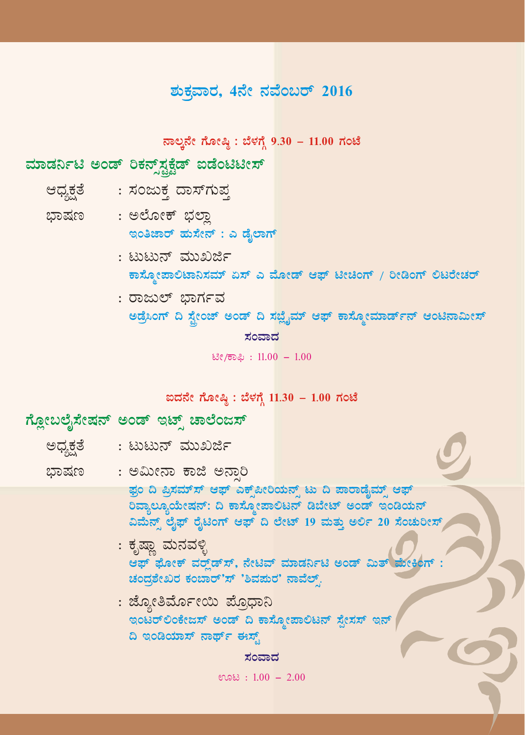# ಶುಕ್ರವಾರ, 4ನೇ ನವೆಂಬರ್ 2016

### ನಾಲ್ಕನೇ ಗೋಷ್ಠಿ : ಬೆಳಗ್ಗೆ 9.30 – 11.00 ಗಂಟೆ

## ಮಾಡರ್ನಿಟಿ ಅಂಡ್ ರಿಕನ್‌ಸ್ಟ್ರಕ್ಟೆಡ್ ಐಡೆಂಟಿಟೀಸ್

ಅಧ್ಯಕ್ಷತೆ : ಸಂಜುಕ್ತ ದಾಸ್‌ಗುಪ್ತ

ಭಾಷಣ : ಅಲೋಕ್ ಭಲ್ಲಾ
**ಇಂತಿಜಾರ್ ಹುಸೇನ್ : ಎ ಡೈಲಾಗ್**

: ಟುಟುನ್ ಮುಖರ್ಜಿ
**ಕಾಸ್ಮೋಪಾಲಿಟಾನಿಸಮ್ ಏಸ್ ಎ ಮೋಡ್ ಆಫ್ ಟೀಚಿಂಗ್ / ರೀಡಿಂಗ್ ಲಿಟರೇಚರ್**

: ರಾಜುಲ್ ಭಾರ್ಗವ
**ಅಡ್ರೆಸಿಂಗ್ ದಿ ಸ್ಟ್ರೇಂಜ್ ಅಂಡ್ ದಿ ಸಬ್ಲೈಮ್ ಆಫ್ ಕಾಸ್ಮೋಮಾರ್ಡ್‌ನ್ ಆಂಟಿನಾಮೀಸ್**

**ಸಂವಾದ**

ಟೀ/ಕಾಫಿ : 11.00 – 1.00

### ಐದನೇ ಗೋಷ್ಠಿ : ಬೆಳಗ್ಗೆ 11.30 – 1.00 ಗಂಟೆ

## ಗ್ಲೋಬಲೈಸೇಷನ್ ಅಂಡ್ ಇಟ್ಸ್ ಚಾಲೆಂಜಸ್

ಅಧ್ಯಕ್ಷತೆ : ಟುಟುನ್ ಮುಖರ್ಜಿ

ಭಾಷಣ : ಅಮೀನಾ ಕಾಜಿ ಅನ್ಸಾರಿ
**ಫ್ರಂ ದಿ ಪ್ರಿಸಮ್‌ಸ್ ಆಫ್ ಎಕ್ಸ್‌ಪೀರಿಯನ್ಸ್ ಟು ದಿ ಪಾರಾಡೈಮ್ಸ್ ಆಫ್ ರಿವ್ಯಾಲ್ಯೂಯೇಷನ್: ದಿ ಕಾಸ್ಮೋಪಾಲಿಟನ್ ಡಿಬೇಟ್ ಅಂಡ್ ಇಂಡಿಯನ್ ವಿಮೆನ್ಸ್ ಲೈಫ್ ರೈಟಿಂಗ್ ಆಫ್ ದಿ ಲೇಟ್ 19 ಮತ್ತು ಅರ್ಲಿ 20 ಸೆಂಚುರೀಸ್**

: ಕೃಷ್ಣಾ ಮನವಳ್ಳಿ
**ಆಫ್ ಫೋಕ್ ವರ್ಲ್ಡ್‌ಸ್, ನೇಟಿವ್ ಮಾಡರ್ನಿಟಿ ಅಂಡ್ ಮಿತ್ ಮೇಕಿಂಗ್ : ಚಂದ್ರಶೇಖರ ಕಂಬಾರ್'ಸ್ 'ಶಿವಪುರ' ನಾವೆಲ್ಸ್.**

: ಜ್ಯೋತಿರ್ಮೋಯಿ ಪ್ರೊಧಾನಿ
**ಇಂಟರ್‌ಲಿಂಕೇಜಸ್ ಅಂಡ್ ದಿ ಕಾಸ್ಮೋಪಾಲಿಟನ್ ಸ್ಪೇಸಸ್ ಇನ್ ದಿ ಇಂಡಿಯಾಸ್ ನಾರ್ಥ್ ಈಸ್ಟ್**

**ಸಂವಾದ**

ಊಟ : 1.00 – 2.00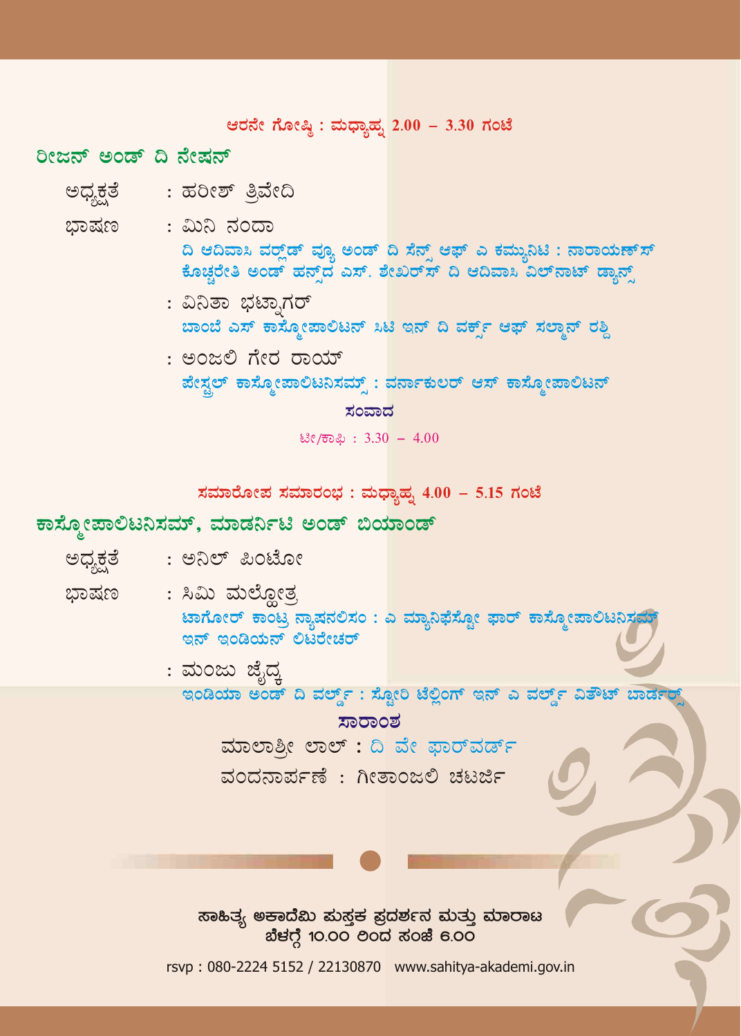ಆರನೇ ಗೋಷ್ಠಿ : ಮಧ್ಯಾಹ್ನ 2.00 – 3.30 ಗಂಟೆ

## ರೀಜನ್ ಅಂಡ್ ದಿ ನೇಷನ್

ಅಧ್ಯಕ್ಷತೆ : ಹರೀಶ್ ತ್ರಿವೇದಿ

ಭಾಷಣ : ಮಿನಿ ನಂದಾ
ದಿ ಆದಿವಾಸಿ ವರ್ಲ್ಡ್ ವ್ಯೂ ಅಂಡ್ ದಿ ಸೆನ್ಸ್ ಆಫ್ ಎ ಕಮ್ಯುನಿಟಿ : ನಾರಾಯಣ್‌ಸ್ ಕೊಚ್ಚರೇತಿ ಅಂಡ್ ಹನ್ಸ್‌ದ ಎಸ್. ಶೇಖರ್‌ಸ್ ದಿ ಆದಿವಾಸಿ ವಿಲ್‌ನಾಟ್ ಡ್ಯಾನ್ಸ್

: ವಿನಿತಾ ಭಟ್ನಾಗರ್
ಬಾಂಬೆ ಎಸ್ ಕಾಸ್ಮೋಪಾಲಿಟನ್ ಸಿಟಿ ಇನ್ ದಿ ವರ್ಕ್ಸ್ ಆಫ್ ಸಲ್ಮಾನ್ ರಶ್ದಿ

: ಅಂಜಲಿ ಗೇರ ರಾಯ್
ಪೇಸ್ಟ್ರಲ್ ಕಾಸ್ಮೋಪಾಲಿಟನಿಸಮ್ಸ್ : ವರ್ನಾಕುಲರ್ ಆಸ್ ಕಾಸ್ಮೋಪಾಲಿಟನ್

ಸಂವಾದ

ಟೀ/ಕಾಫಿ : 3.30 – 4.00

ಸಮಾರೋಪ ಸಮಾರಂಭ : ಮಧ್ಯಾಹ್ನ 4.00 – 5.15 ಗಂಟೆ

## ಕಾಸ್ಮೋಪಾಲಿಟನಿಸಮ್, ಮಾಡರ್ನಿಟಿ ಅಂಡ್ ಬಿಯಾಂಡ್

ಅಧ್ಯಕ್ಷತೆ : ಅನಿಲ್ ಪಿಂಟೋ

ಭಾಷಣ : ಸಿಮಿ ಮಲ್ಹೋತ್ರ
ಟಾಗೋರ್ ಕಾಂಟ್ರ ನ್ಯಾಷನಲಿಸಂ : ಎ ಮ್ಯಾನಿಫೆಸ್ಟೋ ಫಾರ್ ಕಾಸ್ಮೋಪಾಲಿಟನಿಸಮ್ ಇನ್ ಇಂಡಿಯನ್ ಲಿಟರೇಚರ್

: ಮಂಜು ಜೈದ್ಕ
ಇಂಡಿಯಾ ಅಂಡ್ ದಿ ವರ್ಲ್ಡ್ : ಸ್ಟೋರಿ ಟೆಲ್ಲಿಂಗ್ ಇನ್ ಎ ವರ್ಲ್ಡ್ ವಿತೌಟ್ ಬಾರ್ಡರ್ಸ್

ಸಾರಾಂಶ

ಮಾಲಾಶ್ರೀ ಲಾಲ್ : ದಿ ವೇ ಫಾರ್ವರ್ಡ್

ವಂದನಾರ್ಪಣೆ : ಗೀತಾಂಜಲಿ ಚಟರ್ಜಿ

**ಸಾಹಿತ್ಯ ಅಕಾದೆಮಿ ಪುಸ್ತಕ ಪ್ರದರ್ಶನ ಮತ್ತು ಮಾರಾಟ**
**ಬೆಳಗ್ಗೆ 10.00 ರಿಂದ ಸಂಜೆ 6.00**

rsvp : 080-2224 5152 / 22130870 www.sahitya-akademi.gov.in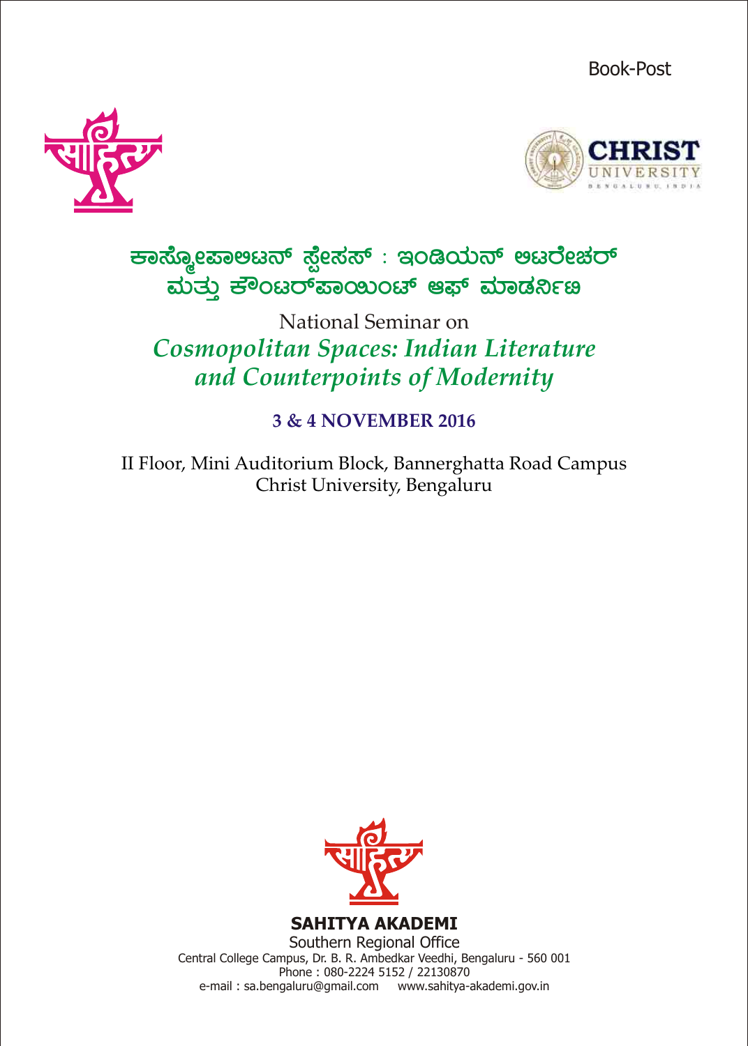Book-Post

CHRIST UNIVERSITY
BENGALURU, INDIA

# ಕಾಸ್ಮೋಪಾಲಿಟನ್ ಸ್ಪೇಸಸ್ : ಇಂಡಿಯನ್ ಲಿಟರೇಚರ್ ಮತ್ತು ಕೌಂಟರ್‌ಪಾಯಿಂಟ್ ಆಫ್ ಮಾಡರ್ನಿಟಿ

National Seminar on

## *Cosmopolitan Spaces: Indian Literature and Counterpoints of Modernity*

**3 & 4 NOVEMBER 2016**

II Floor, Mini Auditorium Block, Bannerghatta Road Campus
Christ University, Bengaluru

**SAHITYA AKADEMI**
Southern Regional Office
Central College Campus, Dr. B. R. Ambedkar Veedhi, Bengaluru - 560 001
Phone : 080-2224 5152 / 22130870
e-mail : sa.bengaluru@gmail.com www.sahitya-akademi.gov.in